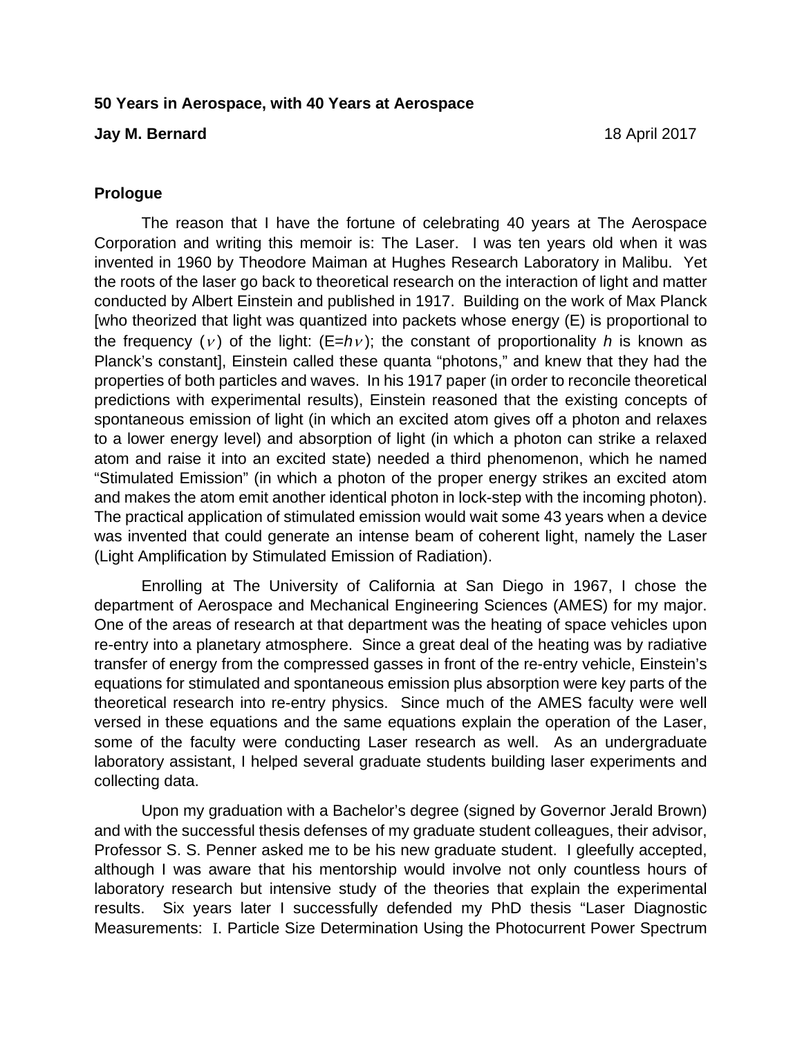**50 Years in Aerospace, with 40 Years at Aerospace**

**Jay M. Bernard** 18 April 2017

## Prologue

The reason that I have the fortune of celebrating 40 years at The Aerospace Corporation and writing this memoir is: The Laser. I was ten years old when it was invented in 1960 by Theodore Maiman at Hughes Research Laboratory in Malibu. Yet the roots of the laser go back to theoretical research on the interaction of light and matter conducted by Albert Einstein and published in 1917. Building on the work of Max Planck [who theorized that light was quantized into packets whose energy (E) is proportional to the frequency ($\nu$) of the light: ($E=h\nu$); the constant of proportionality *h* is known as Planck's constant], Einstein called these quanta "photons," and knew that they had the properties of both particles and waves. In his 1917 paper (in order to reconcile theoretical predictions with experimental results), Einstein reasoned that the existing concepts of spontaneous emission of light (in which an excited atom gives off a photon and relaxes to a lower energy level) and absorption of light (in which a photon can strike a relaxed atom and raise it into an excited state) needed a third phenomenon, which he named "Stimulated Emission" (in which a photon of the proper energy strikes an excited atom and makes the atom emit another identical photon in lock-step with the incoming photon). The practical application of stimulated emission would wait some 43 years when a device was invented that could generate an intense beam of coherent light, namely the Laser (Light Amplification by Stimulated Emission of Radiation).

Enrolling at The University of California at San Diego in 1967, I chose the department of Aerospace and Mechanical Engineering Sciences (AMES) for my major. One of the areas of research at that department was the heating of space vehicles upon re-entry into a planetary atmosphere. Since a great deal of the heating was by radiative transfer of energy from the compressed gasses in front of the re-entry vehicle, Einstein's equations for stimulated and spontaneous emission plus absorption were key parts of the theoretical research into re-entry physics. Since much of the AMES faculty were well versed in these equations and the same equations explain the operation of the Laser, some of the faculty were conducting Laser research as well. As an undergraduate laboratory assistant, I helped several graduate students building laser experiments and collecting data.

Upon my graduation with a Bachelor's degree (signed by Governor Jerald Brown) and with the successful thesis defenses of my graduate student colleagues, their advisor, Professor S. S. Penner asked me to be his new graduate student. I gleefully accepted, although I was aware that his mentorship would involve not only countless hours of laboratory research but intensive study of the theories that explain the experimental results. Six years later I successfully defended my PhD thesis "Laser Diagnostic Measurements: I. Particle Size Determination Using the Photocurrent Power Spectrum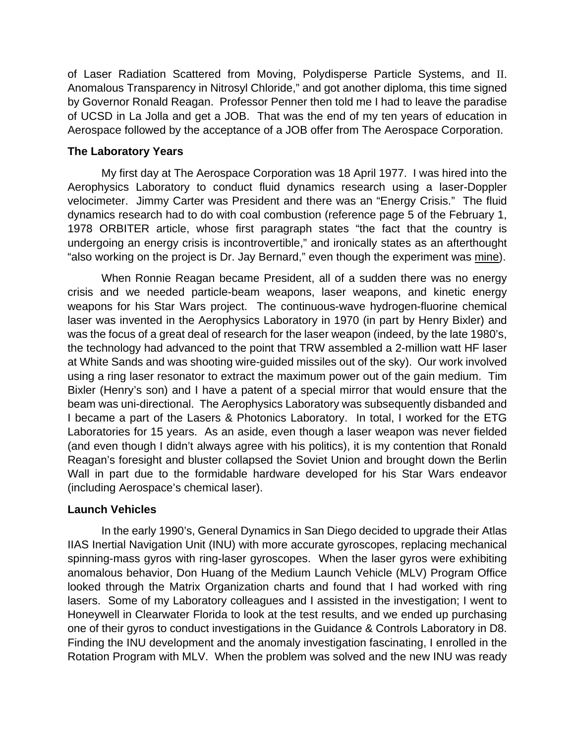of Laser Radiation Scattered from Moving, Polydisperse Particle Systems, and II. Anomalous Transparency in Nitrosyl Chloride," and got another diploma, this time signed by Governor Ronald Reagan. Professor Penner then told me I had to leave the paradise of UCSD in La Jolla and get a JOB. That was the end of my ten years of education in Aerospace followed by the acceptance of a JOB offer from The Aerospace Corporation.

**The Laboratory Years**

My first day at The Aerospace Corporation was 18 April 1977. I was hired into the Aerophysics Laboratory to conduct fluid dynamics research using a laser-Doppler velocimeter. Jimmy Carter was President and there was an "Energy Crisis." The fluid dynamics research had to do with coal combustion (reference page 5 of the February 1, 1978 ORBITER article, whose first paragraph states "the fact that the country is undergoing an energy crisis is incontrovertible," and ironically states as an afterthought "also working on the project is Dr. Jay Bernard," even though the experiment was <u>mine</u>).

When Ronnie Reagan became President, all of a sudden there was no energy crisis and we needed particle-beam weapons, laser weapons, and kinetic energy weapons for his Star Wars project. The continuous-wave hydrogen-fluorine chemical laser was invented in the Aerophysics Laboratory in 1970 (in part by Henry Bixler) and was the focus of a great deal of research for the laser weapon (indeed, by the late 1980's, the technology had advanced to the point that TRW assembled a 2-million watt HF laser at White Sands and was shooting wire-guided missiles out of the sky). Our work involved using a ring laser resonator to extract the maximum power out of the gain medium. Tim Bixler (Henry's son) and I have a patent of a special mirror that would ensure that the beam was uni-directional. The Aerophysics Laboratory was subsequently disbanded and I became a part of the Lasers & Photonics Laboratory. In total, I worked for the ETG Laboratories for 15 years. As an aside, even though a laser weapon was never fielded (and even though I didn't always agree with his politics), it is my contention that Ronald Reagan's foresight and bluster collapsed the Soviet Union and brought down the Berlin Wall in part due to the formidable hardware developed for his Star Wars endeavor (including Aerospace's chemical laser).

**Launch Vehicles**

In the early 1990's, General Dynamics in San Diego decided to upgrade their Atlas IIAS Inertial Navigation Unit (INU) with more accurate gyroscopes, replacing mechanical spinning-mass gyros with ring-laser gyroscopes. When the laser gyros were exhibiting anomalous behavior, Don Huang of the Medium Launch Vehicle (MLV) Program Office looked through the Matrix Organization charts and found that I had worked with ring lasers. Some of my Laboratory colleagues and I assisted in the investigation; I went to Honeywell in Clearwater Florida to look at the test results, and we ended up purchasing one of their gyros to conduct investigations in the Guidance & Controls Laboratory in D8. Finding the INU development and the anomaly investigation fascinating, I enrolled in the Rotation Program with MLV. When the problem was solved and the new INU was ready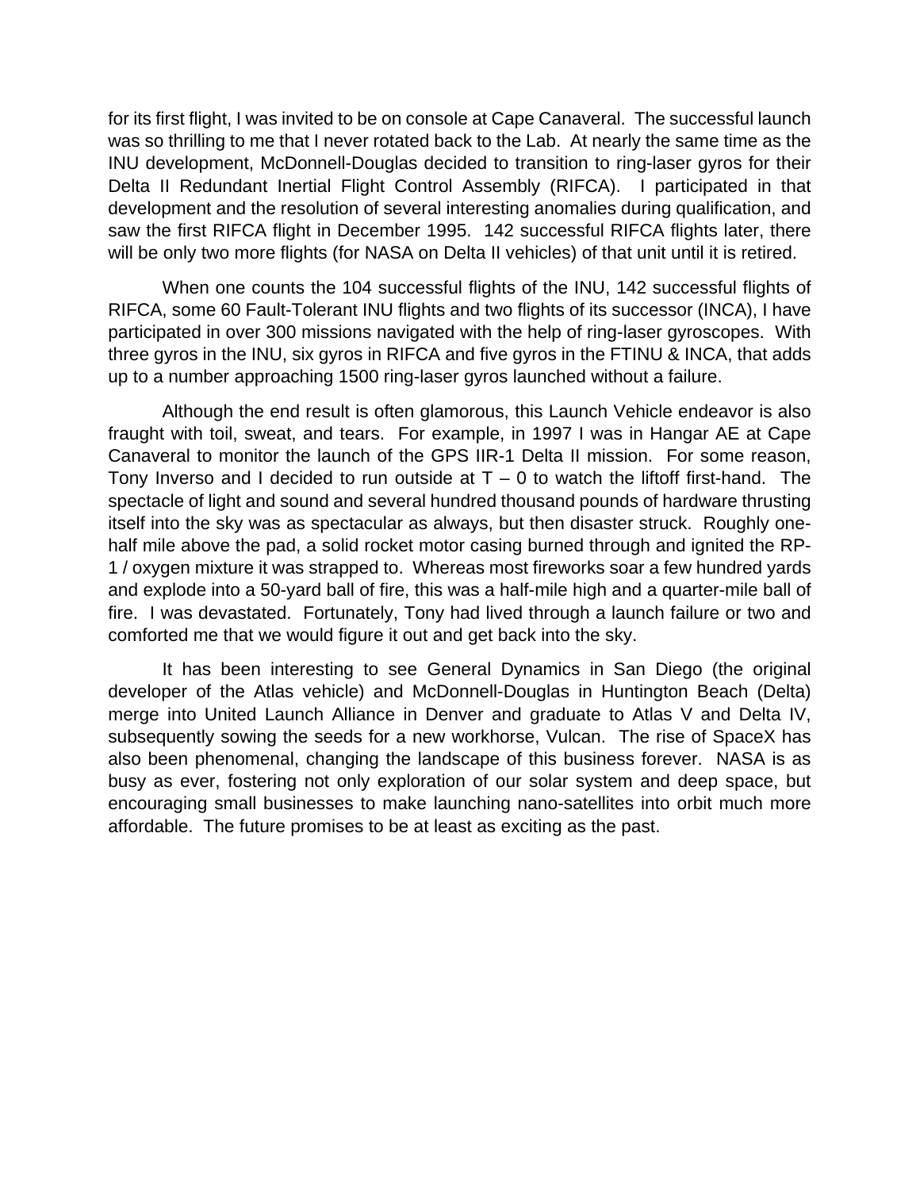for its first flight, I was invited to be on console at Cape Canaveral. The successful launch was so thrilling to me that I never rotated back to the Lab. At nearly the same time as the INU development, McDonnell-Douglas decided to transition to ring-laser gyros for their Delta II Redundant Inertial Flight Control Assembly (RIFCA). I participated in that development and the resolution of several interesting anomalies during qualification, and saw the first RIFCA flight in December 1995. 142 successful RIFCA flights later, there will be only two more flights (for NASA on Delta II vehicles) of that unit until it is retired.

When one counts the 104 successful flights of the INU, 142 successful flights of RIFCA, some 60 Fault-Tolerant INU flights and two flights of its successor (INCA), I have participated in over 300 missions navigated with the help of ring-laser gyroscopes. With three gyros in the INU, six gyros in RIFCA and five gyros in the FTINU & INCA, that adds up to a number approaching 1500 ring-laser gyros launched without a failure.

Although the end result is often glamorous, this Launch Vehicle endeavor is also fraught with toil, sweat, and tears. For example, in 1997 I was in Hangar AE at Cape Canaveral to monitor the launch of the GPS IIR-1 Delta II mission. For some reason, Tony Inverso and I decided to run outside at T – 0 to watch the liftoff first-hand. The spectacle of light and sound and several hundred thousand pounds of hardware thrusting itself into the sky was as spectacular as always, but then disaster struck. Roughly one-half mile above the pad, a solid rocket motor casing burned through and ignited the RP-1 / oxygen mixture it was strapped to. Whereas most fireworks soar a few hundred yards and explode into a 50-yard ball of fire, this was a half-mile high and a quarter-mile ball of fire. I was devastated. Fortunately, Tony had lived through a launch failure or two and comforted me that we would figure it out and get back into the sky.

It has been interesting to see General Dynamics in San Diego (the original developer of the Atlas vehicle) and McDonnell-Douglas in Huntington Beach (Delta) merge into United Launch Alliance in Denver and graduate to Atlas V and Delta IV, subsequently sowing the seeds for a new workhorse, Vulcan. The rise of SpaceX has also been phenomenal, changing the landscape of this business forever. NASA is as busy as ever, fostering not only exploration of our solar system and deep space, but encouraging small businesses to make launching nano-satellites into orbit much more affordable. The future promises to be at least as exciting as the past.